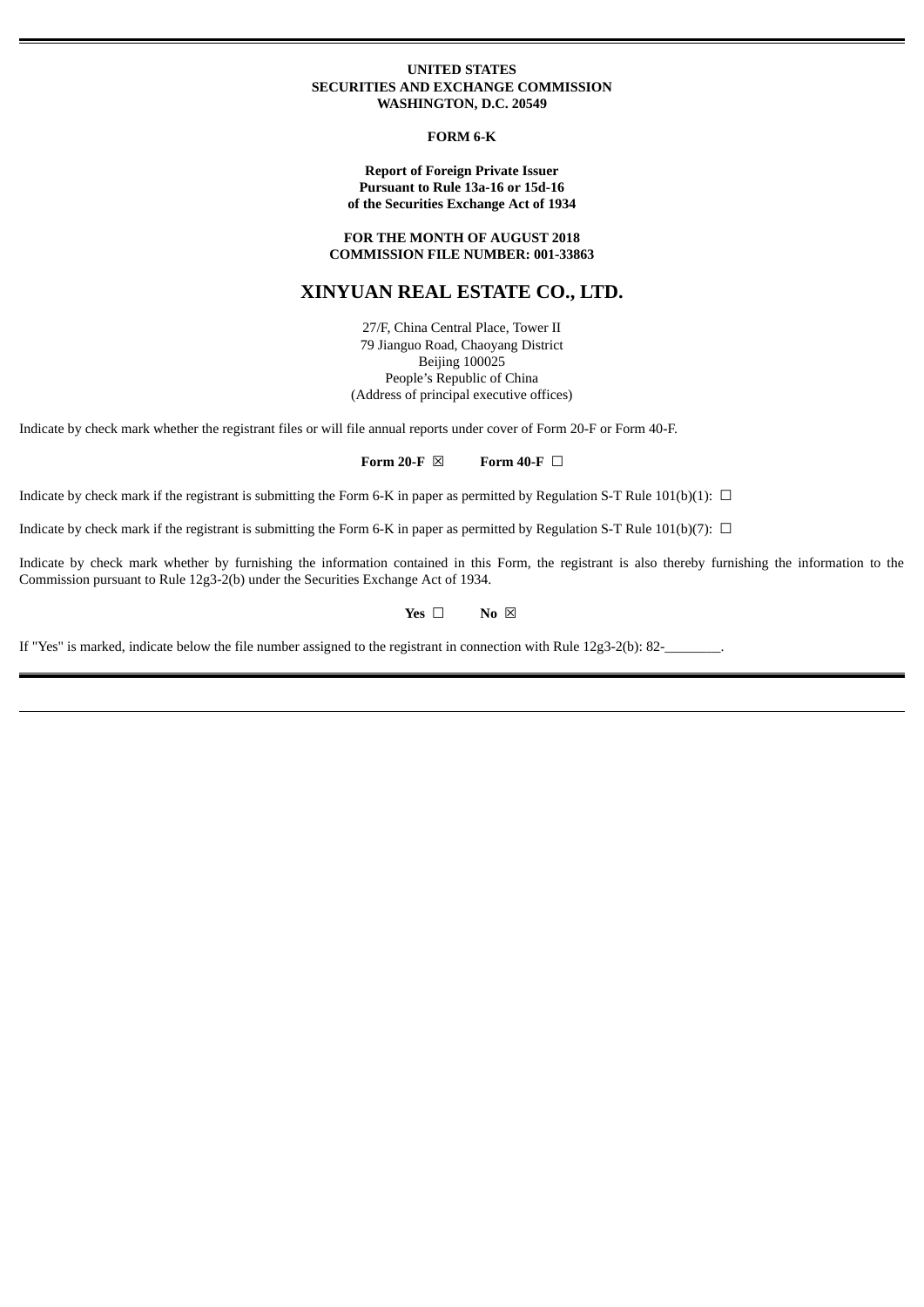**UNITED STATES**
**SECURITIES AND EXCHANGE COMMISSION**
**WASHINGTON, D.C. 20549**

**FORM 6-K**

**Report of Foreign Private Issuer**
**Pursuant to Rule 13a-16 or 15d-16**
**of the Securities Exchange Act of 1934**

**FOR THE MONTH OF AUGUST 2018**
**COMMISSION FILE NUMBER: 001-33863**

# XINYUAN REAL ESTATE CO., LTD.

27/F, China Central Place, Tower II
79 Jianguo Road, Chaoyang District
Beijing 100025
People's Republic of China
(Address of principal executive offices)

Indicate by check mark whether the registrant files or will file annual reports under cover of Form 20-F or Form 40-F.

**Form 20-F** ☒ **Form 40-F** ☐

Indicate by check mark if the registrant is submitting the Form 6-K in paper as permitted by Regulation S-T Rule 101(b)(1): ☐

Indicate by check mark if the registrant is submitting the Form 6-K in paper as permitted by Regulation S-T Rule 101(b)(7): ☐

Indicate by check mark whether by furnishing the information contained in this Form, the registrant is also thereby furnishing the information to the Commission pursuant to Rule 12g3-2(b) under the Securities Exchange Act of 1934.

**Yes** ☐ **No** ☒

If "Yes" is marked, indicate below the file number assigned to the registrant in connection with Rule 12g3-2(b): 82-________.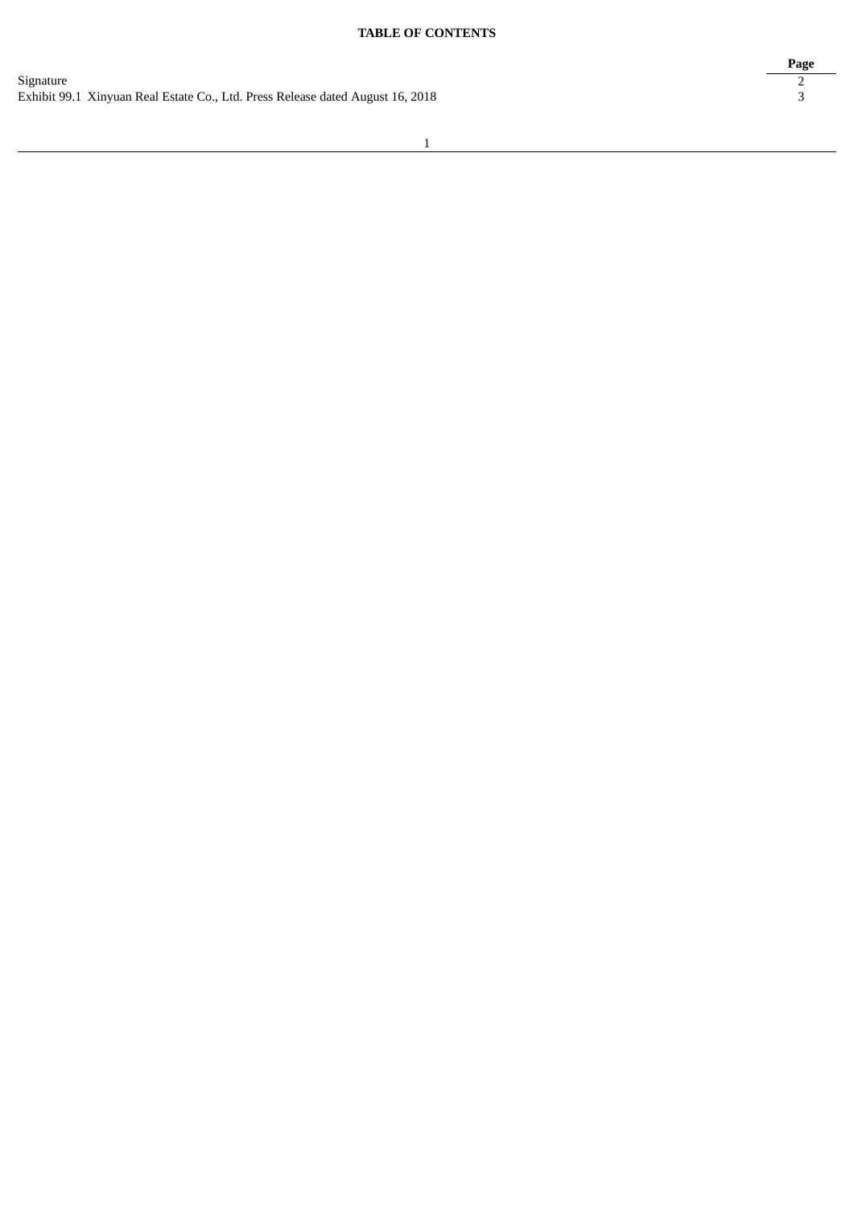**TABLE OF CONTENTS**

| | Page |
|---|---|
| Signature | 2 |
| Exhibit 99.1 Xinyuan Real Estate Co., Ltd. Press Release dated August 16, 2018 | 3 |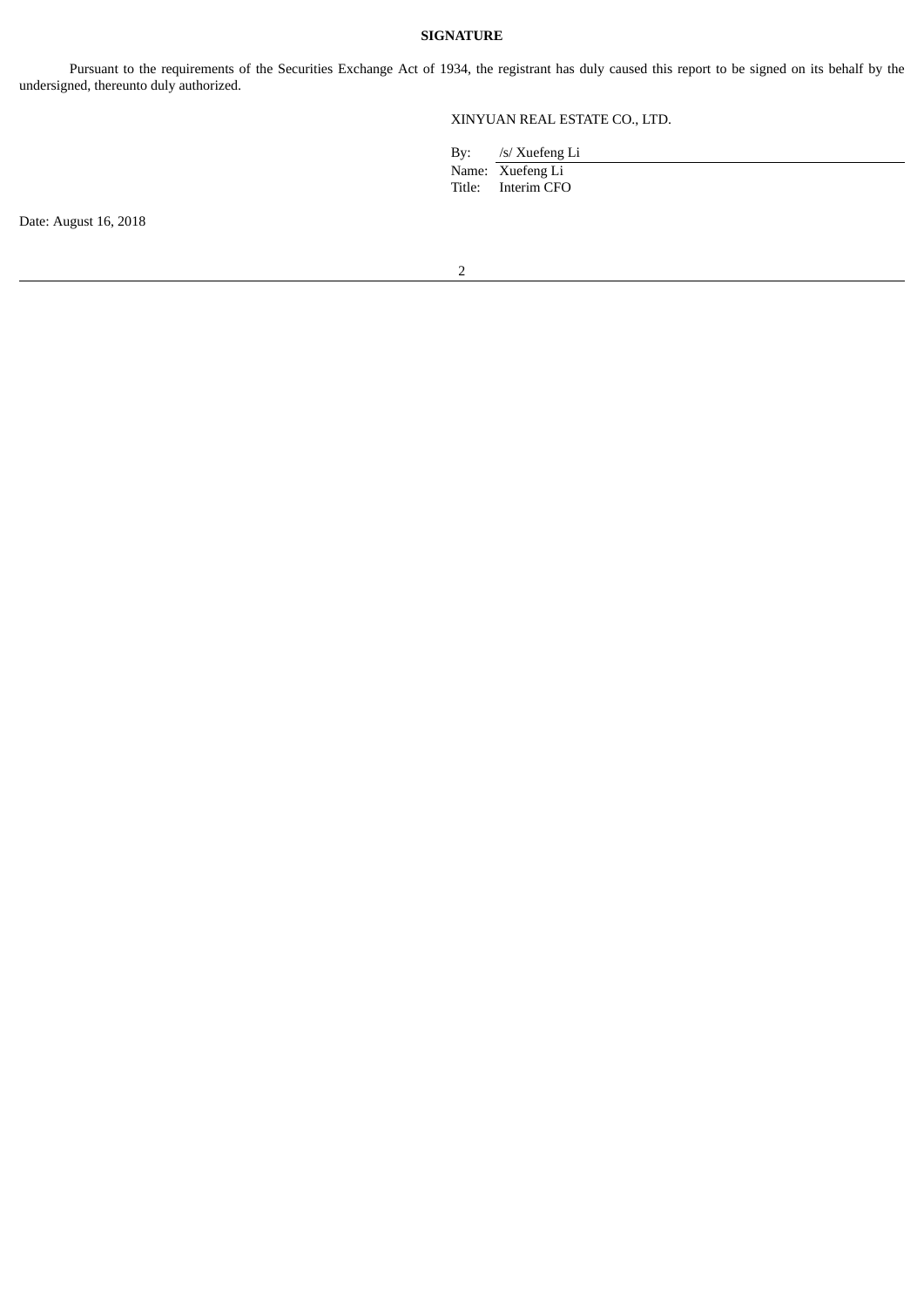**SIGNATURE**

Pursuant to the requirements of the Securities Exchange Act of 1934, the registrant has duly caused this report to be signed on its behalf by the undersigned, thereunto duly authorized.

XINYUAN REAL ESTATE CO., LTD.

By: /s/ Xuefeng Li
Name: Xuefeng Li
Title: Interim CFO

Date: August 16, 2018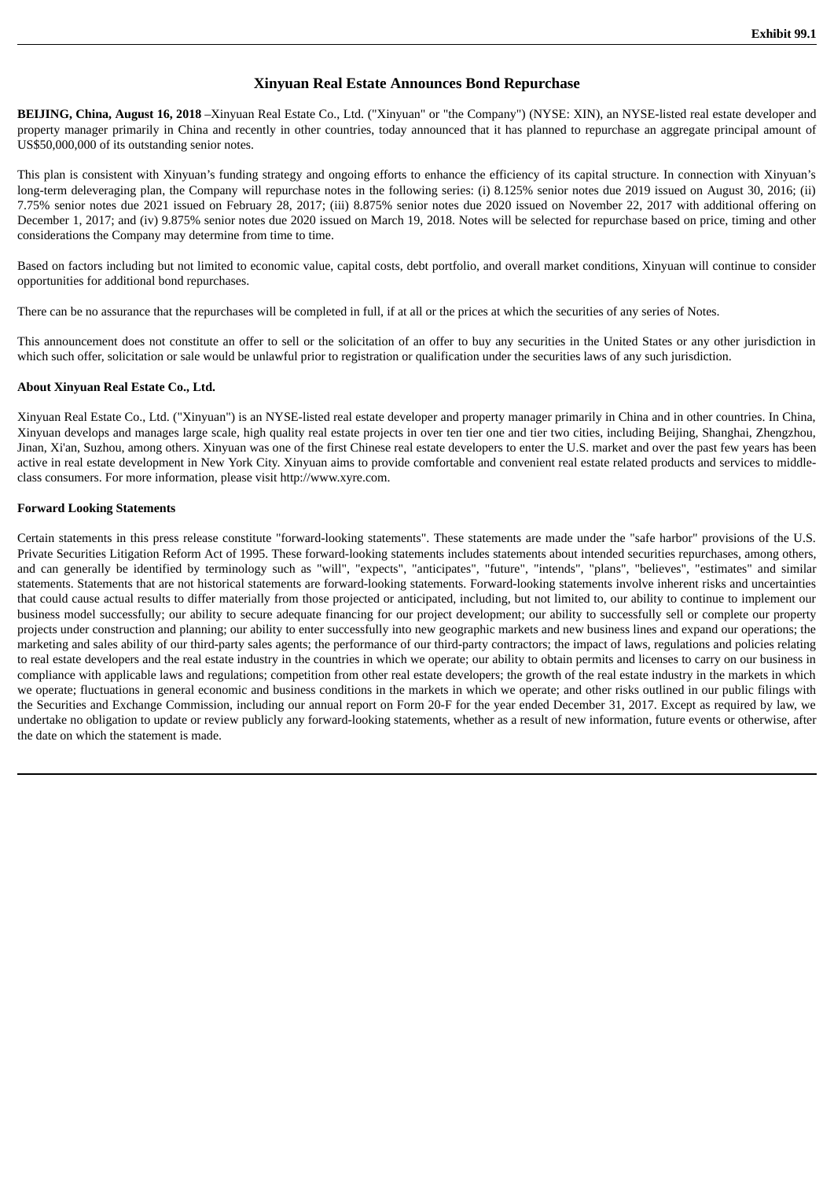Exhibit 99.1

# Xinyuan Real Estate Announces Bond Repurchase

**BEIJING, China, August 16, 2018** –Xinyuan Real Estate Co., Ltd. ("Xinyuan" or "the Company") (NYSE: XIN), an NYSE-listed real estate developer and property manager primarily in China and recently in other countries, today announced that it has planned to repurchase an aggregate principal amount of US$50,000,000 of its outstanding senior notes.

This plan is consistent with Xinyuan's funding strategy and ongoing efforts to enhance the efficiency of its capital structure. In connection with Xinyuan's long-term deleveraging plan, the Company will repurchase notes in the following series: (i) 8.125% senior notes due 2019 issued on August 30, 2016; (ii) 7.75% senior notes due 2021 issued on February 28, 2017; (iii) 8.875% senior notes due 2020 issued on November 22, 2017 with additional offering on December 1, 2017; and (iv) 9.875% senior notes due 2020 issued on March 19, 2018. Notes will be selected for repurchase based on price, timing and other considerations the Company may determine from time to time.

Based on factors including but not limited to economic value, capital costs, debt portfolio, and overall market conditions, Xinyuan will continue to consider opportunities for additional bond repurchases.

There can be no assurance that the repurchases will be completed in full, if at all or the prices at which the securities of any series of Notes.

This announcement does not constitute an offer to sell or the solicitation of an offer to buy any securities in the United States or any other jurisdiction in which such offer, solicitation or sale would be unlawful prior to registration or qualification under the securities laws of any such jurisdiction.

**About Xinyuan Real Estate Co., Ltd.**

Xinyuan Real Estate Co., Ltd. ("Xinyuan") is an NYSE-listed real estate developer and property manager primarily in China and in other countries. In China, Xinyuan develops and manages large scale, high quality real estate projects in over ten tier one and tier two cities, including Beijing, Shanghai, Zhengzhou, Jinan, Xi'an, Suzhou, among others. Xinyuan was one of the first Chinese real estate developers to enter the U.S. market and over the past few years has been active in real estate development in New York City. Xinyuan aims to provide comfortable and convenient real estate related products and services to middle-class consumers. For more information, please visit http://www.xyre.com.

**Forward Looking Statements**

Certain statements in this press release constitute "forward-looking statements". These statements are made under the "safe harbor" provisions of the U.S. Private Securities Litigation Reform Act of 1995. These forward-looking statements includes statements about intended securities repurchases, among others, and can generally be identified by terminology such as "will", "expects", "anticipates", "future", "intends", "plans", "believes", "estimates" and similar statements. Statements that are not historical statements are forward-looking statements. Forward-looking statements involve inherent risks and uncertainties that could cause actual results to differ materially from those projected or anticipated, including, but not limited to, our ability to continue to implement our business model successfully; our ability to secure adequate financing for our project development; our ability to successfully sell or complete our property projects under construction and planning; our ability to enter successfully into new geographic markets and new business lines and expand our operations; the marketing and sales ability of our third-party sales agents; the performance of our third-party contractors; the impact of laws, regulations and policies relating to real estate developers and the real estate industry in the countries in which we operate; our ability to obtain permits and licenses to carry on our business in compliance with applicable laws and regulations; competition from other real estate developers; the growth of the real estate industry in the markets in which we operate; fluctuations in general economic and business conditions in the markets in which we operate; and other risks outlined in our public filings with the Securities and Exchange Commission, including our annual report on Form 20-F for the year ended December 31, 2017. Except as required by law, we undertake no obligation to update or review publicly any forward-looking statements, whether as a result of new information, future events or otherwise, after the date on which the statement is made.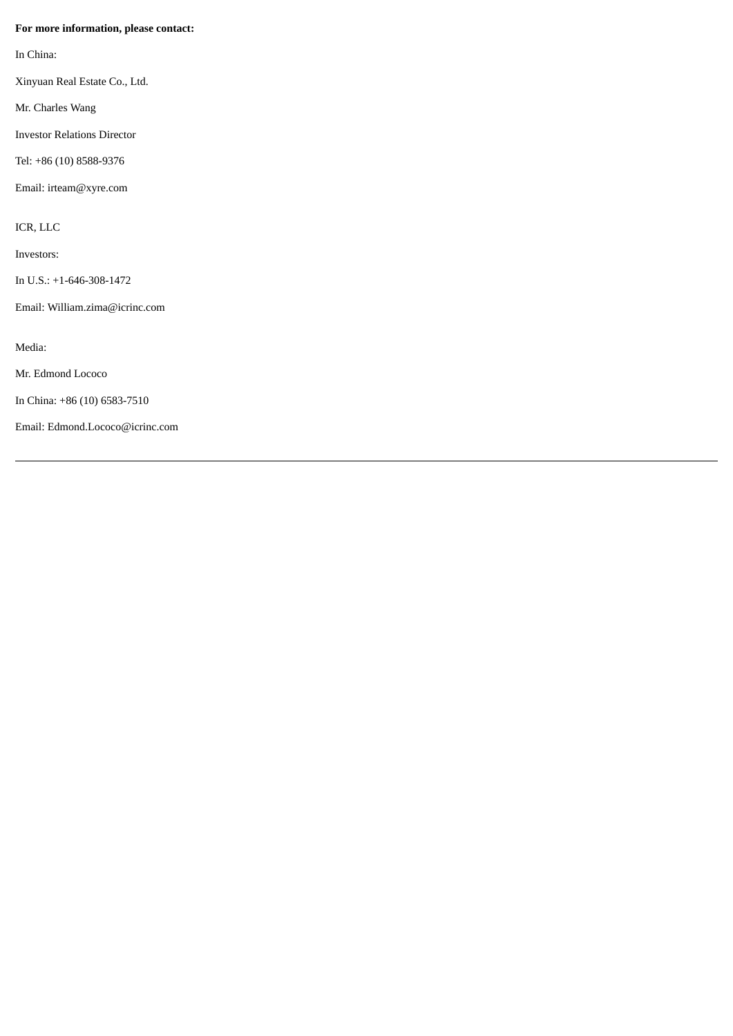**For more information, please contact:**

In China:

Xinyuan Real Estate Co., Ltd.

Mr. Charles Wang

Investor Relations Director

Tel: +86 (10) 8588-9376

Email: irteam@xyre.com

ICR, LLC

Investors:

In U.S.: +1-646-308-1472

Email: William.zima@icrinc.com

Media:

Mr. Edmond Lococo

In China: +86 (10) 6583-7510

Email: Edmond.Lococo@icrinc.com

---